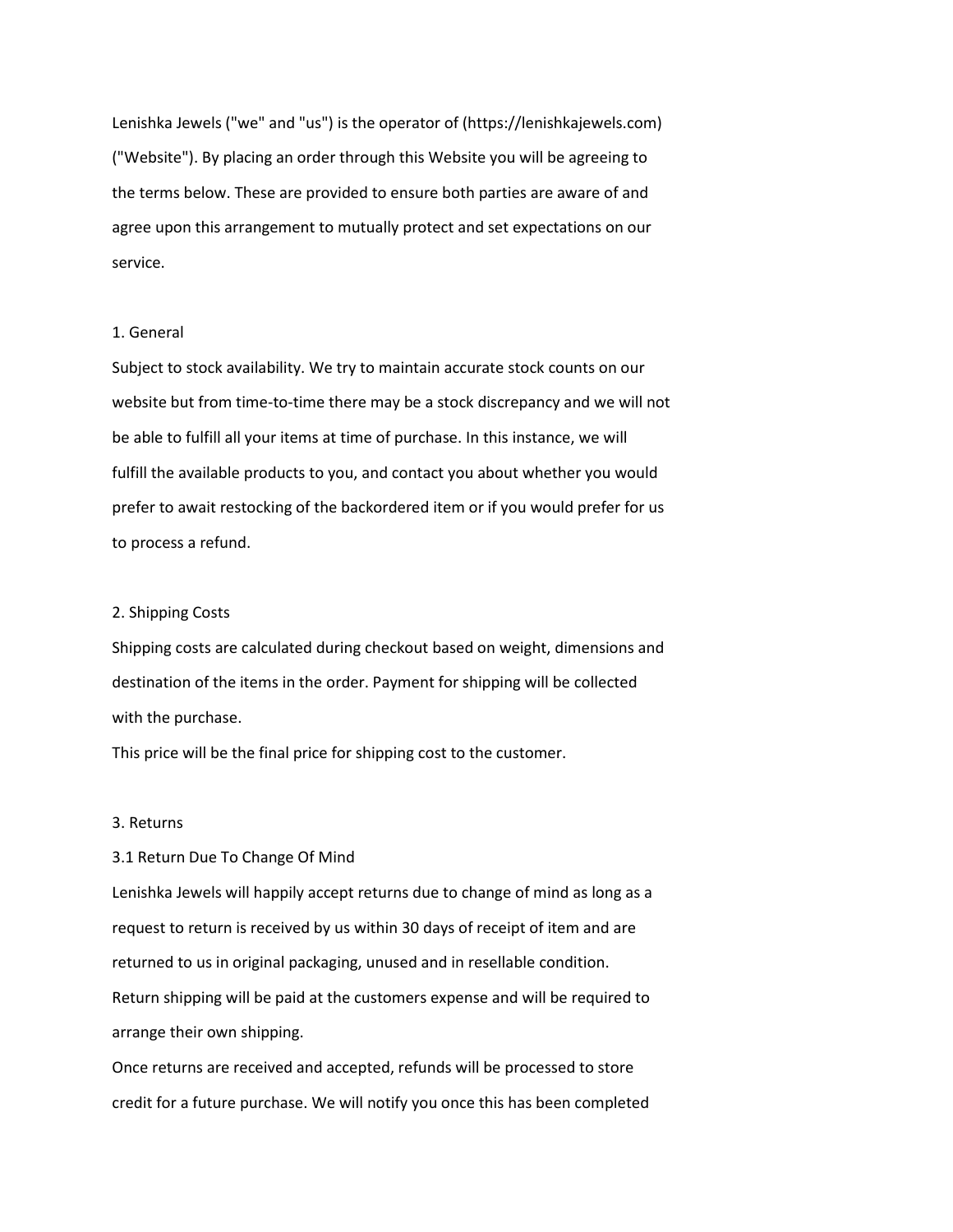Lenishka Jewels ("we" and "us") is the operator of (https://lenishkajewels.com) ("Website"). By placing an order through this Website you will be agreeing to the terms below. These are provided to ensure both parties are aware of and agree upon this arrangement to mutually protect and set expectations on our service.

## 1. General

Subject to stock availability. We try to maintain accurate stock counts on our website but from time-to-time there may be a stock discrepancy and we will not be able to fulfill all your items at time of purchase. In this instance, we will fulfill the available products to you, and contact you about whether you would prefer to await restocking of the backordered item or if you would prefer for us to process a refund.

## 2. Shipping Costs

Shipping costs are calculated during checkout based on weight, dimensions and destination of the items in the order. Payment for shipping will be collected with the purchase.

This price will be the final price for shipping cost to the customer.

## 3. Returns

### 3.1 Return Due To Change Of Mind

Lenishka Jewels will happily accept returns due to change of mind as long as a request to return is received by us within 30 days of receipt of item and are returned to us in original packaging, unused and in resellable condition.

Return shipping will be paid at the customers expense and will be required to arrange their own shipping.

Once returns are received and accepted, refunds will be processed to store credit for a future purchase. We will notify you once this has been completed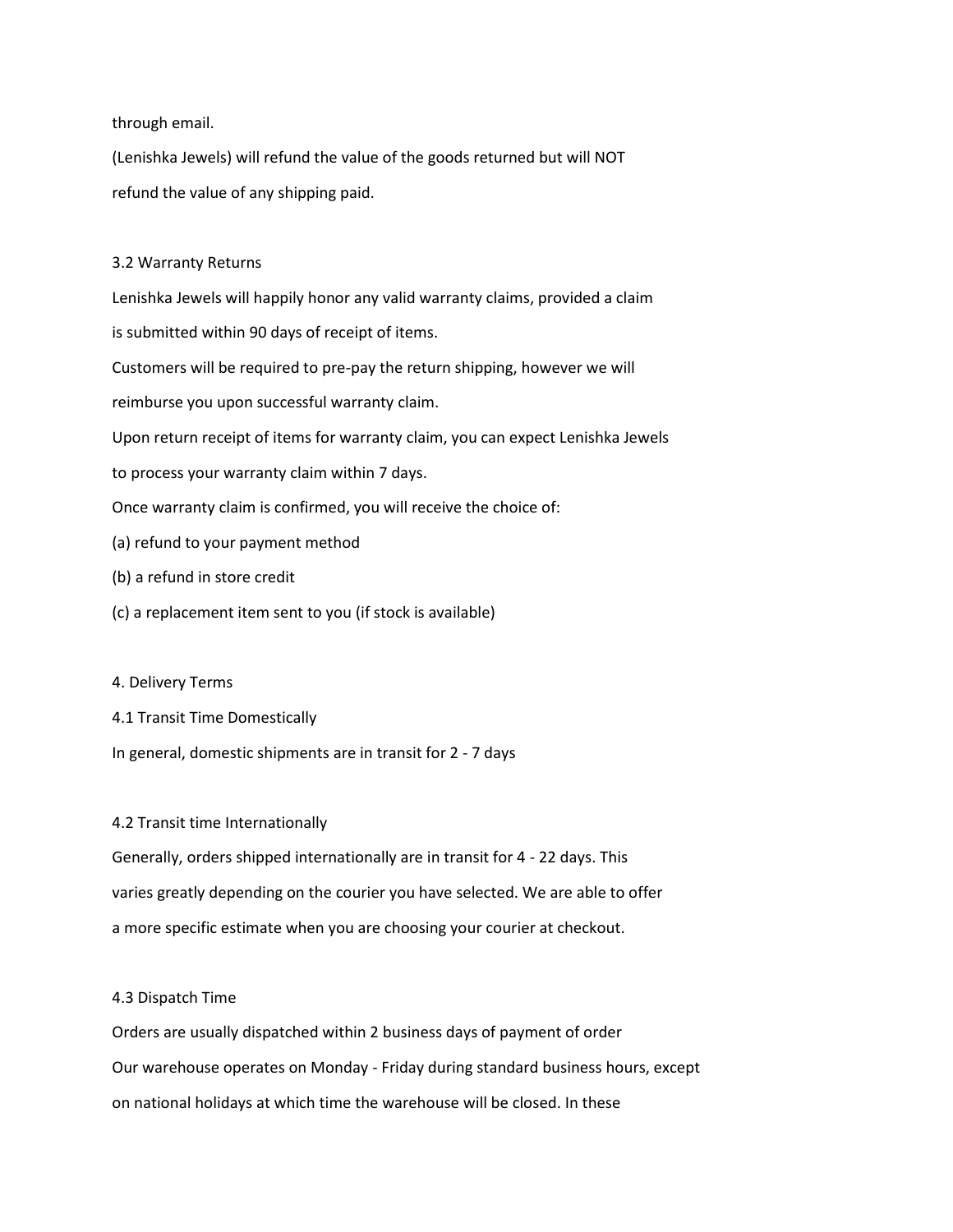through email.

(Lenishka Jewels) will refund the value of the goods returned but will NOT refund the value of any shipping paid.

### 3.2 Warranty Returns

Lenishka Jewels will happily honor any valid warranty claims, provided a claim is submitted within 90 days of receipt of items.

Customers will be required to pre-pay the return shipping, however we will reimburse you upon successful warranty claim.

Upon return receipt of items for warranty claim, you can expect Lenishka Jewels to process your warranty claim within 7 days.

Once warranty claim is confirmed, you will receive the choice of:

(a) refund to your payment method

(b) a refund in store credit

(c) a replacement item sent to you (if stock is available)

## 4. Delivery Terms

### 4.1 Transit Time Domestically

In general, domestic shipments are in transit for 2 - 7 days

### 4.2 Transit time Internationally

Generally, orders shipped internationally are in transit for 4 - 22 days. This varies greatly depending on the courier you have selected. We are able to offer a more specific estimate when you are choosing your courier at checkout.

### 4.3 Dispatch Time

Orders are usually dispatched within 2 business days of payment of order

Our warehouse operates on Monday - Friday during standard business hours, except on national holidays at which time the warehouse will be closed. In these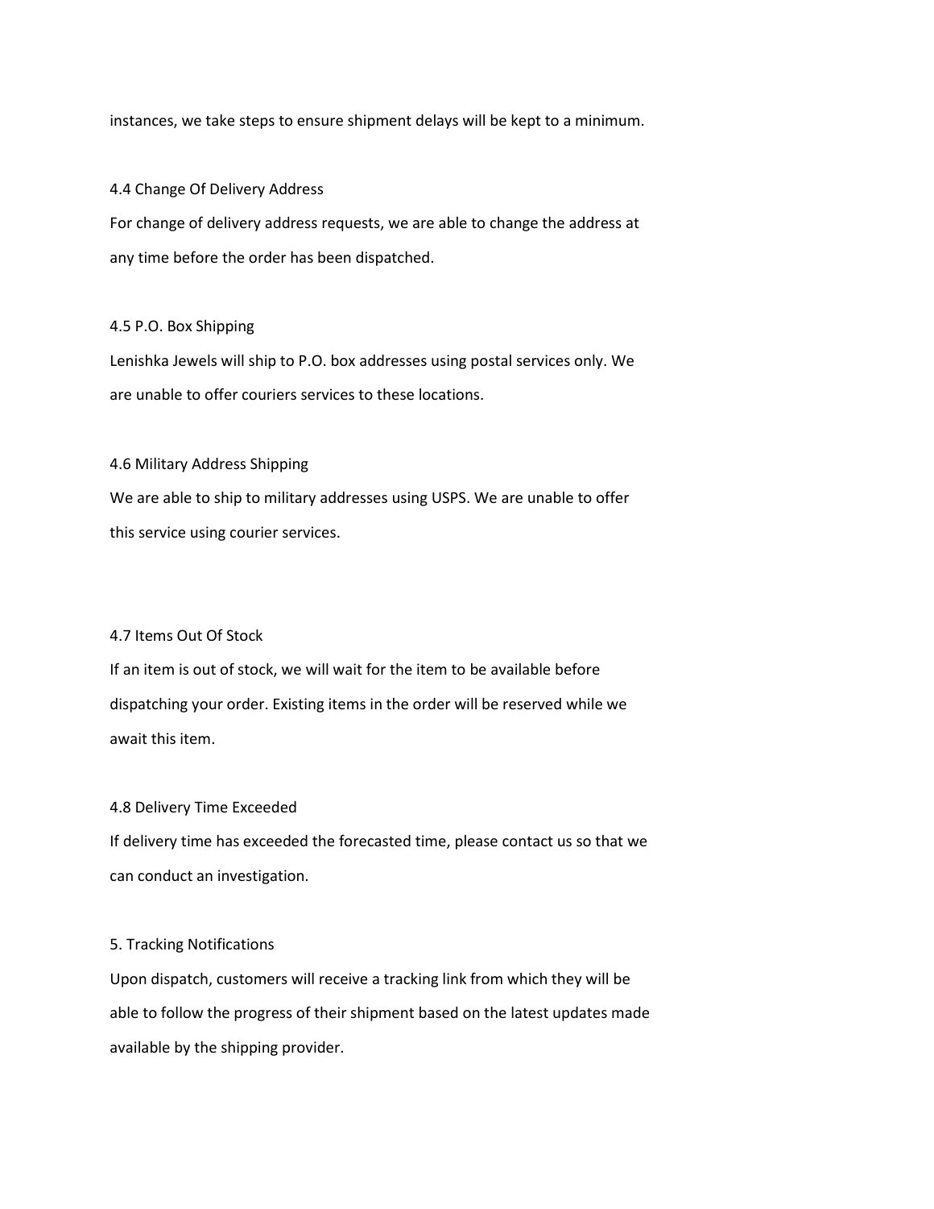instances, we take steps to ensure shipment delays will be kept to a minimum.

### 4.4 Change Of Delivery Address

For change of delivery address requests, we are able to change the address at any time before the order has been dispatched.

### 4.5 P.O. Box Shipping

Lenishka Jewels will ship to P.O. box addresses using postal services only. We are unable to offer couriers services to these locations.

### 4.6 Military Address Shipping

We are able to ship to military addresses using USPS. We are unable to offer this service using courier services.

### 4.7 Items Out Of Stock

If an item is out of stock, we will wait for the item to be available before dispatching your order. Existing items in the order will be reserved while we await this item.

### 4.8 Delivery Time Exceeded

If delivery time has exceeded the forecasted time, please contact us so that we can conduct an investigation.

## 5. Tracking Notifications

Upon dispatch, customers will receive a tracking link from which they will be able to follow the progress of their shipment based on the latest updates made available by the shipping provider.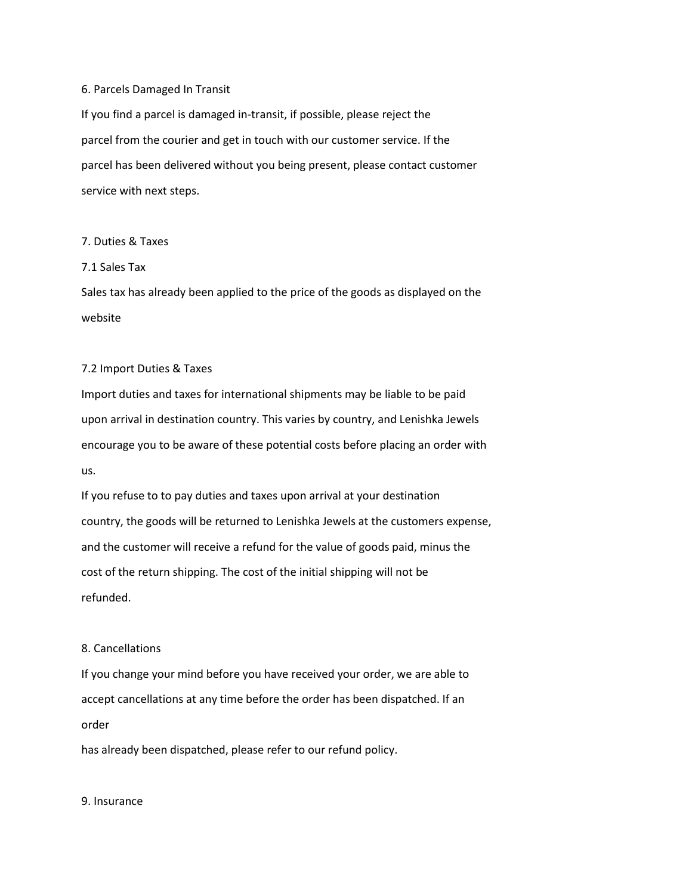## 6. Parcels Damaged In Transit

If you find a parcel is damaged in-transit, if possible, please reject the parcel from the courier and get in touch with our customer service. If the parcel has been delivered without you being present, please contact customer service with next steps.

## 7. Duties & Taxes

### 7.1 Sales Tax

Sales tax has already been applied to the price of the goods as displayed on the website

### 7.2 Import Duties & Taxes

Import duties and taxes for international shipments may be liable to be paid upon arrival in destination country. This varies by country, and Lenishka Jewels encourage you to be aware of these potential costs before placing an order with us.

If you refuse to to pay duties and taxes upon arrival at your destination country, the goods will be returned to Lenishka Jewels at the customers expense, and the customer will receive a refund for the value of goods paid, minus the cost of the return shipping. The cost of the initial shipping will not be refunded.

## 8. Cancellations

If you change your mind before you have received your order, we are able to accept cancellations at any time before the order has been dispatched. If an order has already been dispatched, please refer to our refund policy.

## 9. Insurance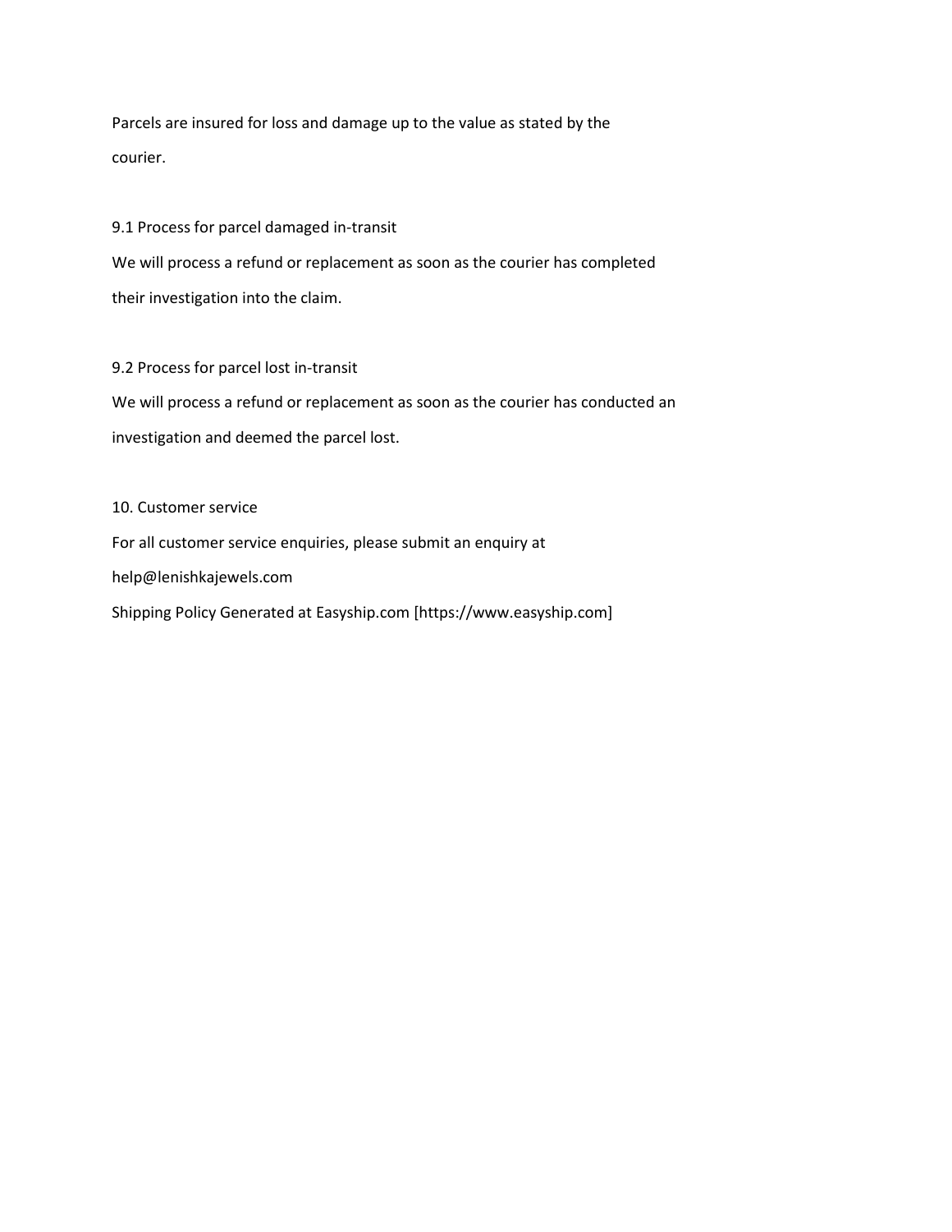Parcels are insured for loss and damage up to the value as stated by the courier.

### 9.1 Process for parcel damaged in-transit

We will process a refund or replacement as soon as the courier has completed their investigation into the claim.

### 9.2 Process for parcel lost in-transit

We will process a refund or replacement as soon as the courier has conducted an investigation and deemed the parcel lost.

## 10. Customer service

For all customer service enquiries, please submit an enquiry at help@lenishkajewels.com

Shipping Policy Generated at Easyship.com [https://www.easyship.com]